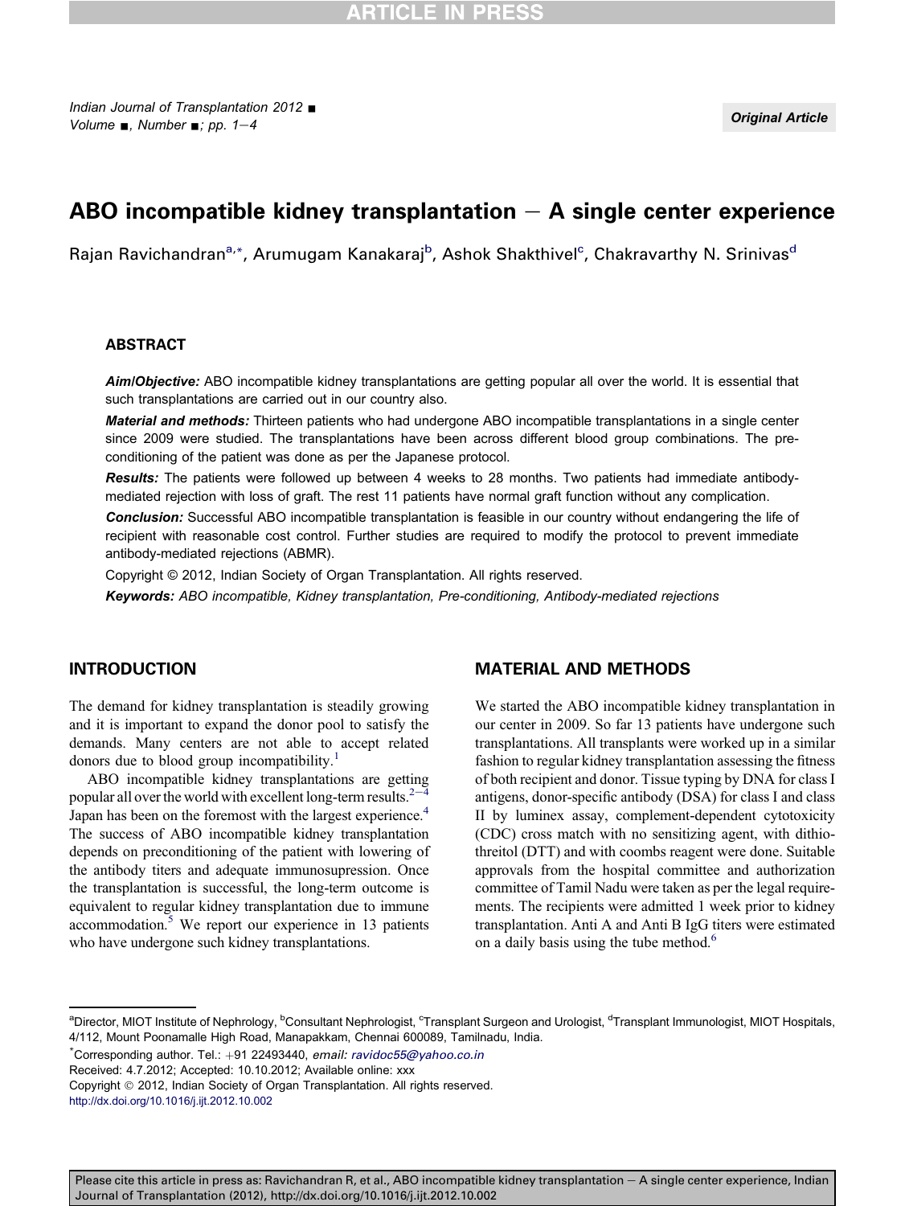Original Article

# ABO incompatible kidney transplantation − A single center experience

Rajan Ravichandran[a,*], Arumugam Kanakaraj[b], Ashok Shakthivel[c], Chakravarthy N. Srinivas[d]

## ABSTRACT

***Aim/Objective:*** ABO incompatible kidney transplantations are getting popular all over the world. It is essential that such transplantations are carried out in our country also.

***Material and methods:*** Thirteen patients who had undergone ABO incompatible transplantations in a single center since 2009 were studied. The transplantations have been across different blood group combinations. The pre-conditioning of the patient was done as per the Japanese protocol.

***Results:*** The patients were followed up between 4 weeks to 28 months. Two patients had immediate antibody-mediated rejection with loss of graft. The rest 11 patients have normal graft function without any complication.

***Conclusion:*** Successful ABO incompatible transplantation is feasible in our country without endangering the life of recipient with reasonable cost control. Further studies are required to modify the protocol to prevent immediate antibody-mediated rejections (ABMR).

Copyright © 2012, Indian Society of Organ Transplantation. All rights reserved.

***Keywords:*** *ABO incompatible, Kidney transplantation, Pre-conditioning, Antibody-mediated rejections*

## INTRODUCTION

The demand for kidney transplantation is steadily growing and it is important to expand the donor pool to satisfy the demands. Many centers are not able to accept related donors due to blood group incompatibility.[1]

ABO incompatible kidney transplantations are getting popular all over the world with excellent long-term results.[2−4] Japan has been on the foremost with the largest experience.[4] The success of ABO incompatible kidney transplantation depends on preconditioning of the patient with lowering of the antibody titers and adequate immunosupression. Once the transplantation is successful, the long-term outcome is equivalent to regular kidney transplantation due to immune accommodation.[5] We report our experience in 13 patients who have undergone such kidney transplantations.

## MATERIAL AND METHODS

We started the ABO incompatible kidney transplantation in our center in 2009. So far 13 patients have undergone such transplantations. All transplants were worked up in a similar fashion to regular kidney transplantation assessing the fitness of both recipient and donor. Tissue typing by DNA for class I antigens, donor-specific antibody (DSA) for class I and class II by luminex assay, complement-dependent cytotoxicity (CDC) cross match with no sensitizing agent, with dithiothreitol (DTT) and with coombs reagent were done. Suitable approvals from the hospital committee and authorization committee of Tamil Nadu were taken as per the legal requirements. The recipients were admitted 1 week prior to kidney transplantation. Anti A and Anti B IgG titers were estimated on a daily basis using the tube method.[6]

[a]Director, MIOT Institute of Nephrology, [b]Consultant Nephrologist, [c]Transplant Surgeon and Urologist, [d]Transplant Immunologist, MIOT Hospitals, 4/112, Mount Poonamalle High Road, Manapakkam, Chennai 600089, Tamilnadu, India.

*Corresponding author. Tel.: +91 22493440, *email: ravidoc55@yahoo.co.in*

Received: 4.7.2012; Accepted: 10.10.2012; Available online: xxx

Copyright © 2012, Indian Society of Organ Transplantation. All rights reserved.

http://dx.doi.org/10.1016/j.ijt.2012.10.002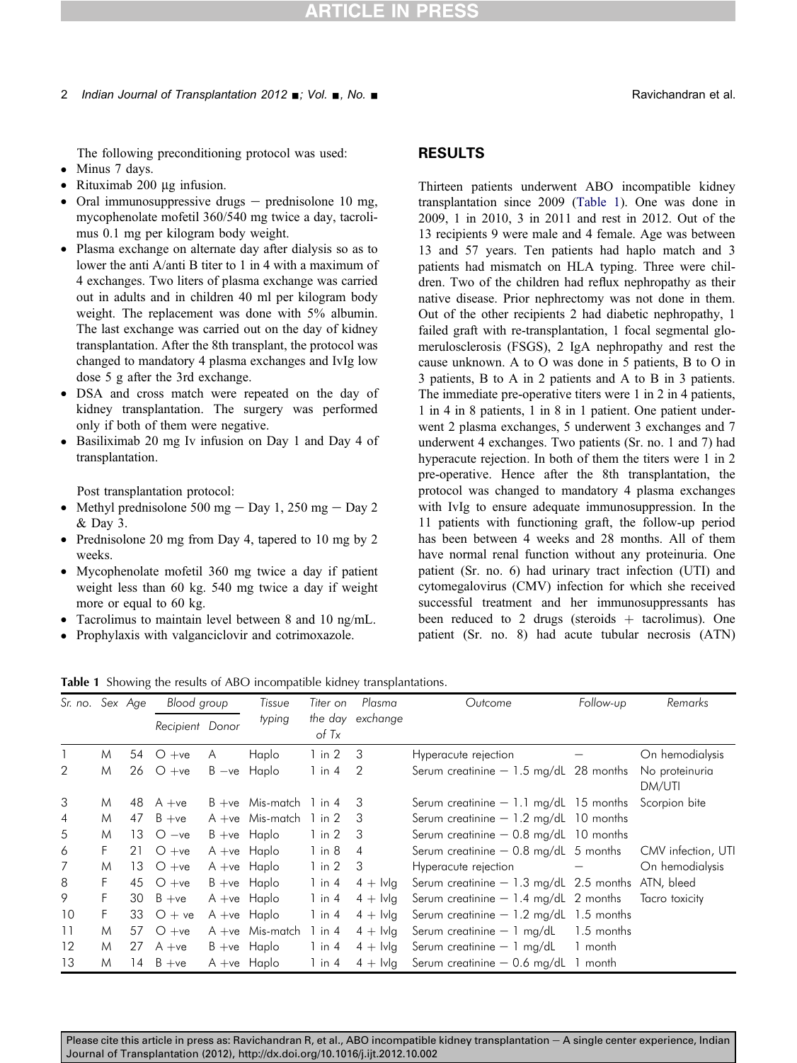The following preconditioning protocol was used:

- Minus 7 days.
- Rituximab 200 μg infusion.
- Oral immunosuppressive drugs – prednisolone 10 mg, mycophenolate mofetil 360/540 mg twice a day, tacrolimus 0.1 mg per kilogram body weight.
- Plasma exchange on alternate day after dialysis so as to lower the anti A/anti B titer to 1 in 4 with a maximum of 4 exchanges. Two liters of plasma exchange was carried out in adults and in children 40 ml per kilogram body weight. The replacement was done with 5% albumin. The last exchange was carried out on the day of kidney transplantation. After the 8th transplant, the protocol was changed to mandatory 4 plasma exchanges and IvIg low dose 5 g after the 3rd exchange.
- DSA and cross match were repeated on the day of kidney transplantation. The surgery was performed only if both of them were negative.
- Basiliximab 20 mg Iv infusion on Day 1 and Day 4 of transplantation.

Post transplantation protocol:

- Methyl prednisolone 500 mg – Day 1, 250 mg – Day 2 & Day 3.
- Prednisolone 20 mg from Day 4, tapered to 10 mg by 2 weeks.
- Mycophenolate mofetil 360 mg twice a day if patient weight less than 60 kg. 540 mg twice a day if weight more or equal to 60 kg.
- Tacrolimus to maintain level between 8 and 10 ng/mL.
- Prophylaxis with valganciclovir and cotrimoxazole.

## RESULTS

Thirteen patients underwent ABO incompatible kidney transplantation since 2009 (Table 1). One was done in 2009, 1 in 2010, 3 in 2011 and rest in 2012. Out of the 13 recipients 9 were male and 4 female. Age was between 13 and 57 years. Ten patients had haplo match and 3 patients had mismatch on HLA typing. Three were children. Two of the children had reflux nephropathy as their native disease. Prior nephrectomy was not done in them. Out of the other recipients 2 had diabetic nephropathy, 1 failed graft with re-transplantation, 1 focal segmental glomerulosclerosis (FSGS), 2 IgA nephropathy and rest the cause unknown. A to O was done in 5 patients, B to O in 3 patients, B to A in 2 patients and A to B in 3 patients. The immediate pre-operative titers were 1 in 2 in 4 patients, 1 in 4 in 8 patients, 1 in 8 in 1 patient. One patient underwent 2 plasma exchanges, 5 underwent 3 exchanges and 7 underwent 4 exchanges. Two patients (Sr. no. 1 and 7) had hyperacute rejection. In both of them the titers were 1 in 2 pre-operative. Hence after the 8th transplantation, the protocol was changed to mandatory 4 plasma exchanges with IvIg to ensure adequate immunosuppression. In the 11 patients with functioning graft, the follow-up period has been between 4 weeks and 28 months. All of them have normal renal function without any proteinuria. One patient (Sr. no. 6) had urinary tract infection (UTI) and cytomegalovirus (CMV) infection for which she received successful treatment and her immunosuppressants has been reduced to 2 drugs (steroids + tacrolimus). One patient (Sr. no. 8) had acute tubular necrosis (ATN)

**Table 1** Showing the results of ABO incompatible kidney transplantations.

| Sr. no. | Sex | Age | Blood group | | Tissue typing | Titer on the day of Tx | Plasma exchange | Outcome | Follow-up | Remarks |
|---|---|---|---|---|---|---|---|---|---|---|
| | | | Recipient | Donor | | | | | | |
| 1 | M | 54 | O +ve | A | Haplo | 1 in 2 | 3 | Hyperacute rejection | – | On hemodialysis |
| 2 | M | 26 | O +ve | B –ve | Haplo | 1 in 4 | 2 | Serum creatinine – 1.5 mg/dL | 28 months | No proteinuria DM/UTI |
| 3 | M | 48 | A +ve | B +ve | Mis-match | 1 in 4 | 3 | Serum creatinine – 1.1 mg/dL | 15 months | Scorpion bite |
| 4 | M | 47 | B +ve | A +ve | Mis-match | 1 in 2 | 3 | Serum creatinine – 1.2 mg/dL | 10 months | |
| 5 | M | 13 | O –ve | B +ve | Haplo | 1 in 2 | 3 | Serum creatinine – 0.8 mg/dL | 10 months | |
| 6 | F | 21 | O +ve | A +ve | Haplo | 1 in 8 | 4 | Serum creatinine – 0.8 mg/dL | 5 months | CMV infection, UTI |
| 7 | M | 13 | O +ve | A +ve | Haplo | 1 in 2 | 3 | Hyperacute rejection | – | On hemodialysis |
| 8 | F | 45 | O +ve | B +ve | Haplo | 1 in 4 | 4 + IvIg | Serum creatinine – 1.3 mg/dL | 2.5 months | ATN, bleed |
| 9 | F | 30 | B +ve | A +ve | Haplo | 1 in 4 | 4 + IvIg | Serum creatinine – 1.4 mg/dL | 2 months | Tacro toxicity |
| 10 | F | 33 | O + ve | A +ve | Haplo | 1 in 4 | 4 + IvIg | Serum creatinine – 1.2 mg/dL | 1.5 months | |
| 11 | M | 57 | O +ve | A +ve | Mis-match | 1 in 4 | 4 + IvIg | Serum creatinine – 1 mg/dL | 1.5 months | |
| 12 | M | 27 | A +ve | B +ve | Haplo | 1 in 4 | 4 + IvIg | Serum creatinine – 1 mg/dL | 1 month | |
| 13 | M | 14 | B +ve | A +ve | Haplo | 1 in 4 | 4 + IvIg | Serum creatinine – 0.6 mg/dL | 1 month | |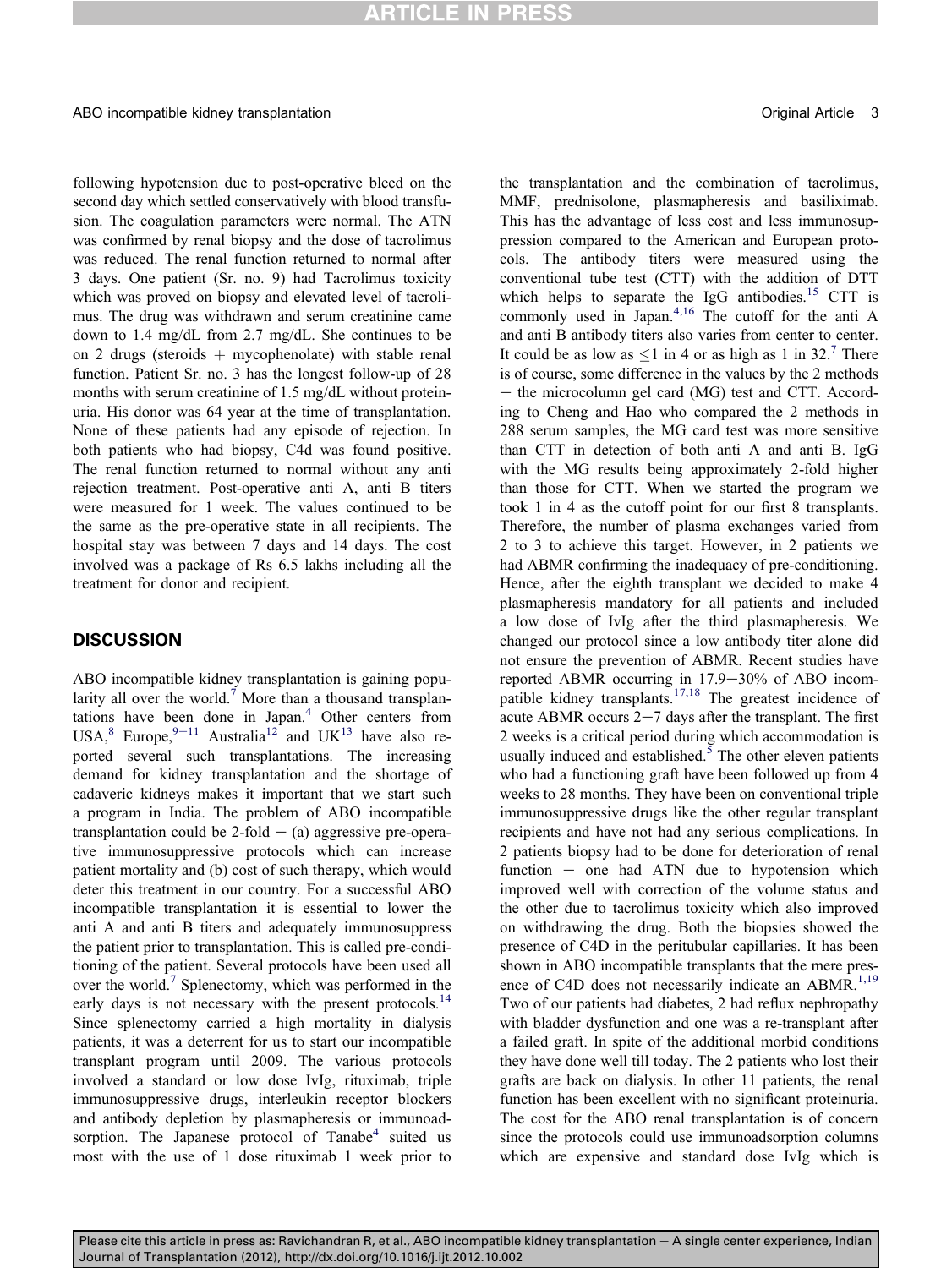following hypotension due to post-operative bleed on the second day which settled conservatively with blood transfusion. The coagulation parameters were normal. The ATN was confirmed by renal biopsy and the dose of tacrolimus was reduced. The renal function returned to normal after 3 days. One patient (Sr. no. 9) had Tacrolimus toxicity which was proved on biopsy and elevated level of tacrolimus. The drug was withdrawn and serum creatinine came down to 1.4 mg/dL from 2.7 mg/dL. She continues to be on 2 drugs (steroids + mycophenolate) with stable renal function. Patient Sr. no. 3 has the longest follow-up of 28 months with serum creatinine of 1.5 mg/dL without proteinuria. His donor was 64 year at the time of transplantation. None of these patients had any episode of rejection. In both patients who had biopsy, C4d was found positive. The renal function returned to normal without any anti rejection treatment. Post-operative anti A, anti B titers were measured for 1 week. The values continued to be the same as the pre-operative state in all recipients. The hospital stay was between 7 days and 14 days. The cost involved was a package of Rs 6.5 lakhs including all the treatment for donor and recipient.

## DISCUSSION

ABO incompatible kidney transplantation is gaining popularity all over the world.[7] More than a thousand transplantations have been done in Japan.[4] Other centers from USA,[8] Europe,[9–11] Australia[12] and UK[13] have also reported several such transplantations. The increasing demand for kidney transplantation and the shortage of cadaveric kidneys makes it important that we start such a program in India. The problem of ABO incompatible transplantation could be 2-fold – (a) aggressive pre-operative immunosuppressive protocols which can increase patient mortality and (b) cost of such therapy, which would deter this treatment in our country. For a successful ABO incompatible transplantation it is essential to lower the anti A and anti B titers and adequately immunosuppress the patient prior to transplantation. This is called pre-conditioning of the patient. Several protocols have been used all over the world.[7] Splenectomy, which was performed in the early days is not necessary with the present protocols.[14] Since splenectomy carried a high mortality in dialysis patients, it was a deterrent for us to start our incompatible transplant program until 2009. The various protocols involved a standard or low dose IvIg, rituximab, triple immunosuppressive drugs, interleukin receptor blockers and antibody depletion by plasmapheresis or immunoadsorption. The Japanese protocol of Tanabe[4] suited us most with the use of 1 dose rituximab 1 week prior to the transplantation and the combination of tacrolimus, MMF, prednisolone, plasmapheresis and basiliximab. This has the advantage of less cost and less immunosuppression compared to the American and European protocols. The antibody titers were measured using the conventional tube test (CTT) with the addition of DTT which helps to separate the IgG antibodies.[15] CTT is commonly used in Japan.[4,16] The cutoff for the anti A and anti B antibody titers also varies from center to center. It could be as low as ≤1 in 4 or as high as 1 in 32.[7] There is of course, some difference in the values by the 2 methods – the microcolumn gel card (MG) test and CTT. According to Cheng and Hao who compared the 2 methods in 288 serum samples, the MG card test was more sensitive than CTT in detection of both anti A and anti B. IgG with the MG results being approximately 2-fold higher than those for CTT. When we started the program we took 1 in 4 as the cutoff point for our first 8 transplants. Therefore, the number of plasma exchanges varied from 2 to 3 to achieve this target. However, in 2 patients we had ABMR confirming the inadequacy of pre-conditioning. Hence, after the eighth transplant we decided to make 4 plasmapheresis mandatory for all patients and included a low dose of IvIg after the third plasmapheresis. We changed our protocol since a low antibody titer alone did not ensure the prevention of ABMR. Recent studies have reported ABMR occurring in 17.9–30% of ABO incompatible kidney transplants.[17,18] The greatest incidence of acute ABMR occurs 2–7 days after the transplant. The first 2 weeks is a critical period during which accommodation is usually induced and established.[5] The other eleven patients who had a functioning graft have been followed up from 4 weeks to 28 months. They have been on conventional triple immunosuppressive drugs like the other regular transplant recipients and have not had any serious complications. In 2 patients biopsy had to be done for deterioration of renal function – one had ATN due to hypotension which improved well with correction of the volume status and the other due to tacrolimus toxicity which also improved on withdrawing the drug. Both the biopsies showed the presence of C4D in the peritubular capillaries. It has been shown in ABO incompatible transplants that the mere presence of C4D does not necessarily indicate an ABMR.[1,19] Two of our patients had diabetes, 2 had reflux nephropathy with bladder dysfunction and one was a re-transplant after a failed graft. In spite of the additional morbid conditions they have done well till today. The 2 patients who lost their grafts are back on dialysis. In other 11 patients, the renal function has been excellent with no significant proteinuria. The cost for the ABO renal transplantation is of concern since the protocols could use immunoadsorption columns which are expensive and standard dose IvIg which is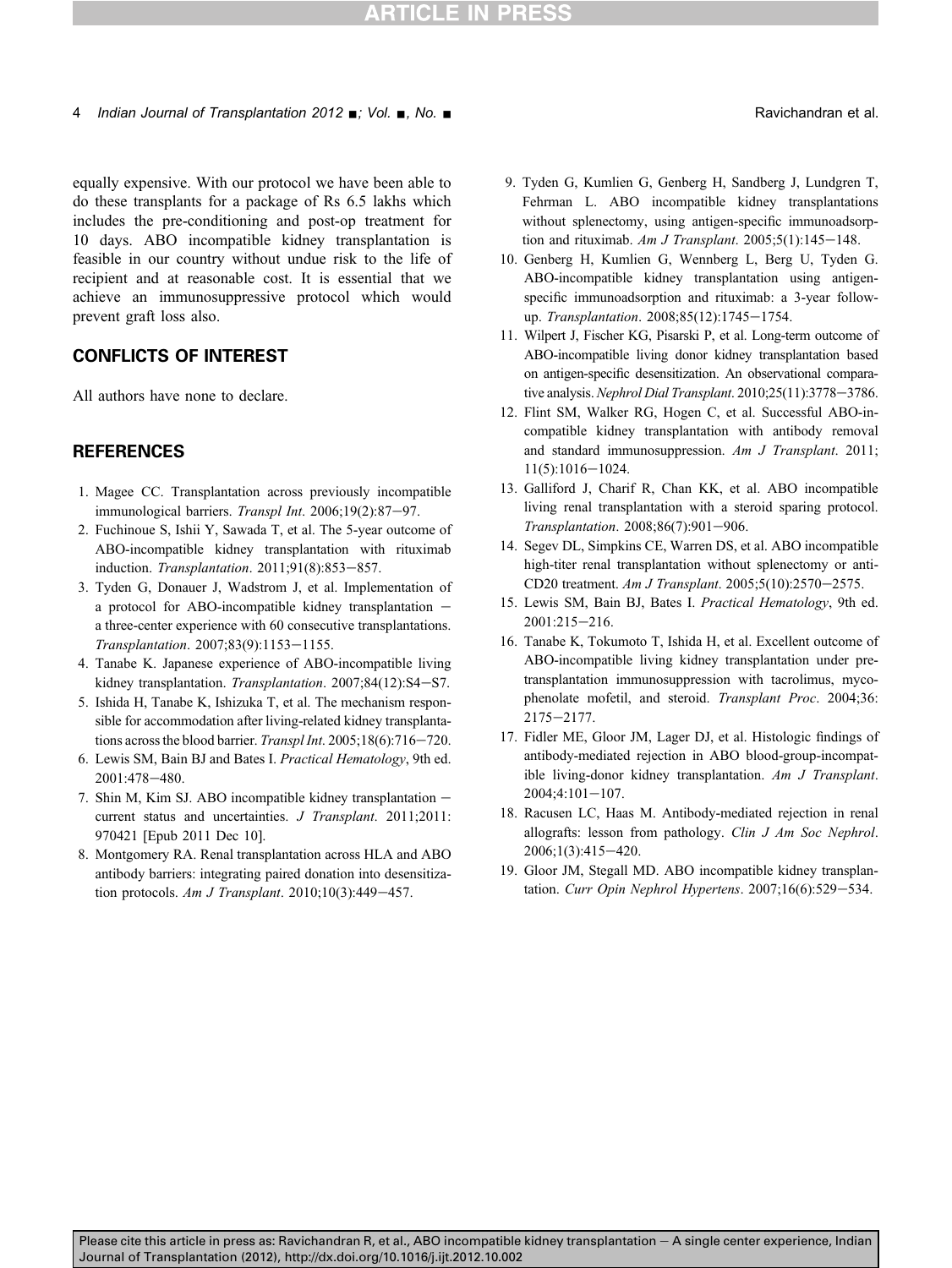equally expensive. With our protocol we have been able to do these transplants for a package of Rs 6.5 lakhs which includes the pre-conditioning and post-op treatment for 10 days. ABO incompatible kidney transplantation is feasible in our country without undue risk to the life of recipient and at reasonable cost. It is essential that we achieve an immunosuppressive protocol which would prevent graft loss also.

## CONFLICTS OF INTEREST

All authors have none to declare.

## REFERENCES

1. Magee CC. Transplantation across previously incompatible immunological barriers. *Transpl Int*. 2006;19(2):87–97.
2. Fuchinoue S, Ishii Y, Sawada T, et al. The 5-year outcome of ABO-incompatible kidney transplantation with rituximab induction. *Transplantation*. 2011;91(8):853–857.
3. Tyden G, Donauer J, Wadstrom J, et al. Implementation of a protocol for ABO-incompatible kidney transplantation – a three-center experience with 60 consecutive transplantations. *Transplantation*. 2007;83(9):1153–1155.
4. Tanabe K. Japanese experience of ABO-incompatible living kidney transplantation. *Transplantation*. 2007;84(12):S4–S7.
5. Ishida H, Tanabe K, Ishizuka T, et al. The mechanism responsible for accommodation after living-related kidney transplantations across the blood barrier. *Transpl Int*. 2005;18(6):716–720.
6. Lewis SM, Bain BJ and Bates I. *Practical Hematology*, 9th ed. 2001:478–480.
7. Shin M, Kim SJ. ABO incompatible kidney transplantation – current status and uncertainties. *J Transplant*. 2011;2011: 970421 [Epub 2011 Dec 10].
8. Montgomery RA. Renal transplantation across HLA and ABO antibody barriers: integrating paired donation into desensitization protocols. *Am J Transplant*. 2010;10(3):449–457.
9. Tyden G, Kumlien G, Genberg H, Sandberg J, Lundgren T, Fehrman L. ABO incompatible kidney transplantations without splenectomy, using antigen-specific immunoadsorption and rituximab. *Am J Transplant*. 2005;5(1):145–148.
10. Genberg H, Kumlien G, Wennberg L, Berg U, Tyden G. ABO-incompatible kidney transplantation using antigen-specific immunoadsorption and rituximab: a 3-year follow-up. *Transplantation*. 2008;85(12):1745–1754.
11. Wilpert J, Fischer KG, Pisarski P, et al. Long-term outcome of ABO-incompatible living donor kidney transplantation based on antigen-specific desensitization. An observational comparative analysis. *Nephrol Dial Transplant*. 2010;25(11):3778–3786.
12. Flint SM, Walker RG, Hogen C, et al. Successful ABO-incompatible kidney transplantation with antibody removal and standard immunosuppression. *Am J Transplant*. 2011; 11(5):1016–1024.
13. Galliford J, Charif R, Chan KK, et al. ABO incompatible living renal transplantation with a steroid sparing protocol. *Transplantation*. 2008;86(7):901–906.
14. Segev DL, Simpkins CE, Warren DS, et al. ABO incompatible high-titer renal transplantation without splenectomy or anti-CD20 treatment. *Am J Transplant*. 2005;5(10):2570–2575.
15. Lewis SM, Bain BJ, Bates I. *Practical Hematology*, 9th ed. 2001:215–216.
16. Tanabe K, Tokumoto T, Ishida H, et al. Excellent outcome of ABO-incompatible living kidney transplantation under pre-transplantation immunosuppression with tacrolimus, mycophenolate mofetil, and steroid. *Transplant Proc*. 2004;36: 2175–2177.
17. Fidler ME, Gloor JM, Lager DJ, et al. Histologic findings of antibody-mediated rejection in ABO blood-group-incompatible living-donor kidney transplantation. *Am J Transplant*. 2004;4:101–107.
18. Racusen LC, Haas M. Antibody-mediated rejection in renal allografts: lesson from pathology. *Clin J Am Soc Nephrol*. 2006;1(3):415–420.
19. Gloor JM, Stegall MD. ABO incompatible kidney transplantation. *Curr Opin Nephrol Hypertens*. 2007;16(6):529–534.